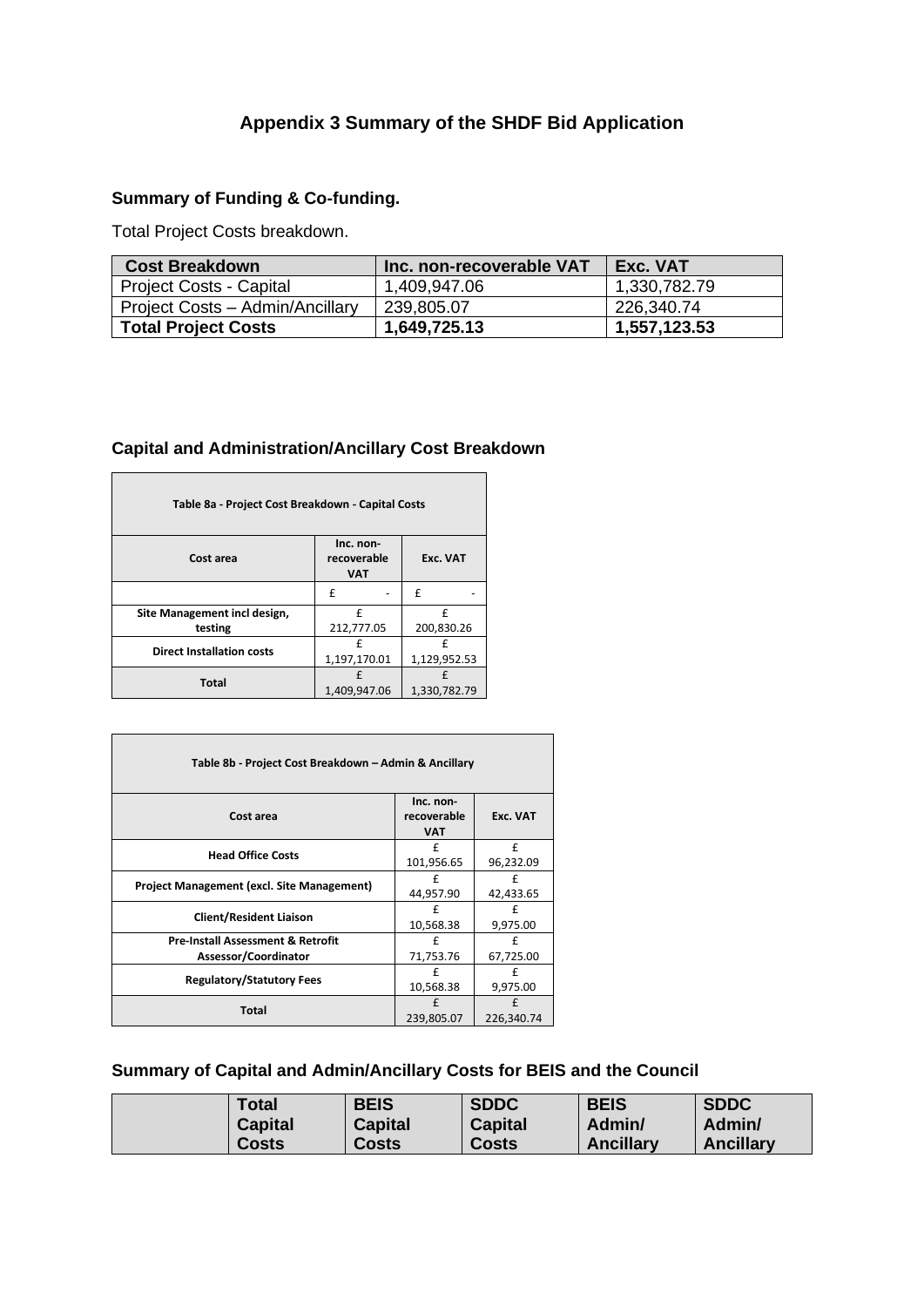# Appendix 3 Summary of the SHDF Bid Application

## Summary of Funding & Co-funding.

Total Project Costs breakdown.

| Cost Breakdown | Inc. non-recoverable VAT | Exc. VAT |
|---|---|---|
| Project Costs - Capital | 1,409,947.06 | 1,330,782.79 |
| Project Costs – Admin/Ancillary | 239,805.07 | 226,340.74 |
| **Total Project Costs** | **1,649,725.13** | **1,557,123.53** |

## Capital and Administration/Ancillary Cost Breakdown

| Table 8a - Project Cost Breakdown - Capital Costs | | |
|---|---|---|
| **Cost area** | **Inc. non-recoverable VAT** | **Exc. VAT** |
| | £ - | £ - |
| **Site Management incl design, testing** | £ 212,777.05 | £ 200,830.26 |
| **Direct Installation costs** | £ 1,197,170.01 | £ 1,129,952.53 |
| **Total** | £ 1,409,947.06 | £ 1,330,782.79 |

| Table 8b - Project Cost Breakdown – Admin & Ancillary | | |
|---|---|---|
| **Cost area** | **Inc. non-recoverable VAT** | **Exc. VAT** |
| **Head Office Costs** | £ 101,956.65 | £ 96,232.09 |
| **Project Management (excl. Site Management)** | £ 44,957.90 | £ 42,433.65 |
| **Client/Resident Liaison** | £ 10,568.38 | £ 9,975.00 |
| **Pre-Install Assessment & Retrofit Assessor/Coordinator** | £ 71,753.76 | £ 67,725.00 |
| **Regulatory/Statutory Fees** | £ 10,568.38 | £ 9,975.00 |
| **Total** | £ 239,805.07 | £ 226,340.74 |

## Summary of Capital and Admin/Ancillary Costs for BEIS and the Council

| | Total Capital Costs | BEIS Capital Costs | SDDC Capital Costs | BEIS Admin/ Ancillary | SDDC Admin/ Ancillary |
|---|---|---|---|---|---|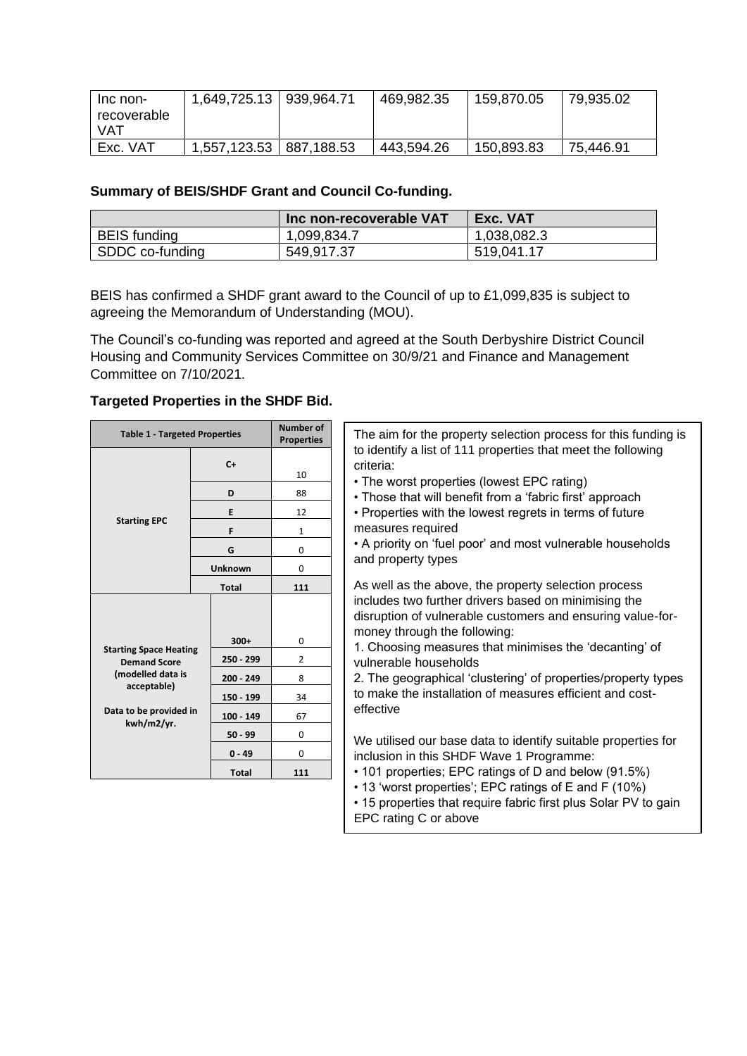| Inc non-recoverable VAT | 1,649,725.13 | 939,964.71 | 469,982.35 | 159,870.05 | 79,935.02 |
|---|---|---|---|---|---|
| Exc. VAT | 1,557,123.53 | 887,188.53 | 443,594.26 | 150,893.83 | 75,446.91 |

**Summary of BEIS/SHDF Grant and Council Co-funding.**

| | Inc non-recoverable VAT | Exc. VAT |
|---|---|---|
| BEIS funding | 1,099,834.7 | 1,038,082.3 |
| SDDC co-funding | 549,917.37 | 519,041.17 |

BEIS has confirmed a SHDF grant award to the Council of up to £1,099,835 is subject to agreeing the Memorandum of Understanding (MOU).

The Council's co-funding was reported and agreed at the South Derbyshire District Council Housing and Community Services Committee on 30/9/21 and Finance and Management Committee on 7/10/2021.

**Targeted Properties in the SHDF Bid.**

| Table 1 - Targeted Properties | | Number of Properties |
|---|---|---|
| Starting EPC | C+ | 10 |
| | D | 88 |
| | E | 12 |
| | F | 1 |
| | G | 0 |
| | Unknown | 0 |
| | Total | 111 |
| Starting Space Heating Demand Score (modelled data is acceptable) Data to be provided in kwh/m2/yr. | 300+ | 0 |
| | 250 - 299 | 2 |
| | 200 - 249 | 8 |
| | 150 - 199 | 34 |
| | 100 - 149 | 67 |
| | 50 - 99 | 0 |
| | 0 - 49 | 0 |
| | Total | 111 |

The aim for the property selection process for this funding is to identify a list of 111 properties that meet the following criteria:

- The worst properties (lowest EPC rating)
- Those that will benefit from a 'fabric first' approach
- Properties with the lowest regrets in terms of future measures required
- A priority on 'fuel poor' and most vulnerable households and property types

As well as the above, the property selection process includes two further drivers based on minimising the disruption of vulnerable customers and ensuring value-for-money through the following:

1. Choosing measures that minimises the 'decanting' of vulnerable households
2. The geographical 'clustering' of properties/property types to make the installation of measures efficient and cost-effective

We utilised our base data to identify suitable properties for inclusion in this SHDF Wave 1 Programme:

- 101 properties; EPC ratings of D and below (91.5%)
- 13 'worst properties'; EPC ratings of E and F (10%)
- 15 properties that require fabric first plus Solar PV to gain EPC rating C or above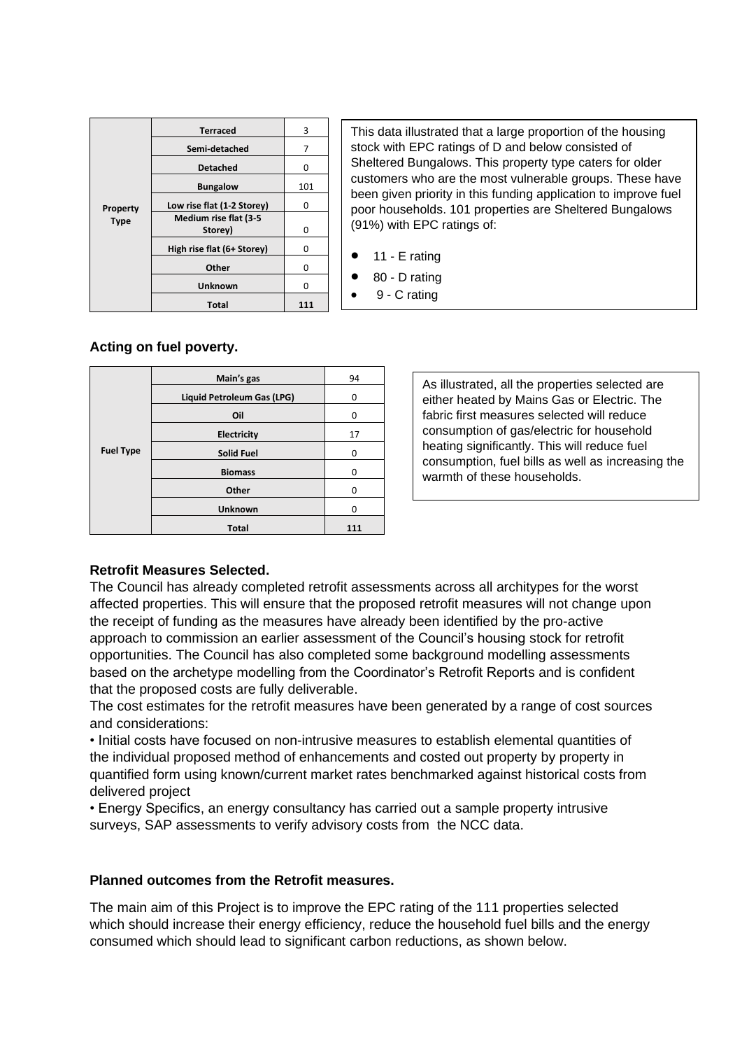| Property Type | | |
|---|---|---|
| | Terraced | 3 |
| | Semi-detached | 7 |
| | Detached | 0 |
| | Bungalow | 101 |
| | Low rise flat (1-2 Storey) | 0 |
| | Medium rise flat (3-5 Storey) | 0 |
| | High rise flat (6+ Storey) | 0 |
| | Other | 0 |
| | Unknown | 0 |
| | **Total** | **111** |

This data illustrated that a large proportion of the housing stock with EPC ratings of D and below consisted of Sheltered Bungalows. This property type caters for older customers who are the most vulnerable groups. These have been given priority in this funding application to improve fuel poor households. 101 properties are Sheltered Bungalows (91%) with EPC ratings of:

- 11 - E rating
- 80 - D rating
- 9 - C rating

**Acting on fuel poverty.**

| Fuel Type | | |
|---|---|---|
| | Main's gas | 94 |
| | Liquid Petroleum Gas (LPG) | 0 |
| | Oil | 0 |
| | Electricity | 17 |
| | Solid Fuel | 0 |
| | Biomass | 0 |
| | Other | 0 |
| | Unknown | 0 |
| | **Total** | **111** |

As illustrated, all the properties selected are either heated by Mains Gas or Electric. The fabric first measures selected will reduce consumption of gas/electric for household heating significantly. This will reduce fuel consumption, fuel bills as well as increasing the warmth of these households.

**Retrofit Measures Selected.**

The Council has already completed retrofit assessments across all architypes for the worst affected properties. This will ensure that the proposed retrofit measures will not change upon the receipt of funding as the measures have already been identified by the pro-active approach to commission an earlier assessment of the Council's housing stock for retrofit opportunities. The Council has also completed some background modelling assessments based on the archetype modelling from the Coordinator's Retrofit Reports and is confident that the proposed costs are fully deliverable.

The cost estimates for the retrofit measures have been generated by a range of cost sources and considerations:

• Initial costs have focused on non-intrusive measures to establish elemental quantities of the individual proposed method of enhancements and costed out property by property in quantified form using known/current market rates benchmarked against historical costs from delivered project

• Energy Specifics, an energy consultancy has carried out a sample property intrusive surveys, SAP assessments to verify advisory costs from the NCC data.

**Planned outcomes from the Retrofit measures.**

The main aim of this Project is to improve the EPC rating of the 111 properties selected which should increase their energy efficiency, reduce the household fuel bills and the energy consumed which should lead to significant carbon reductions, as shown below.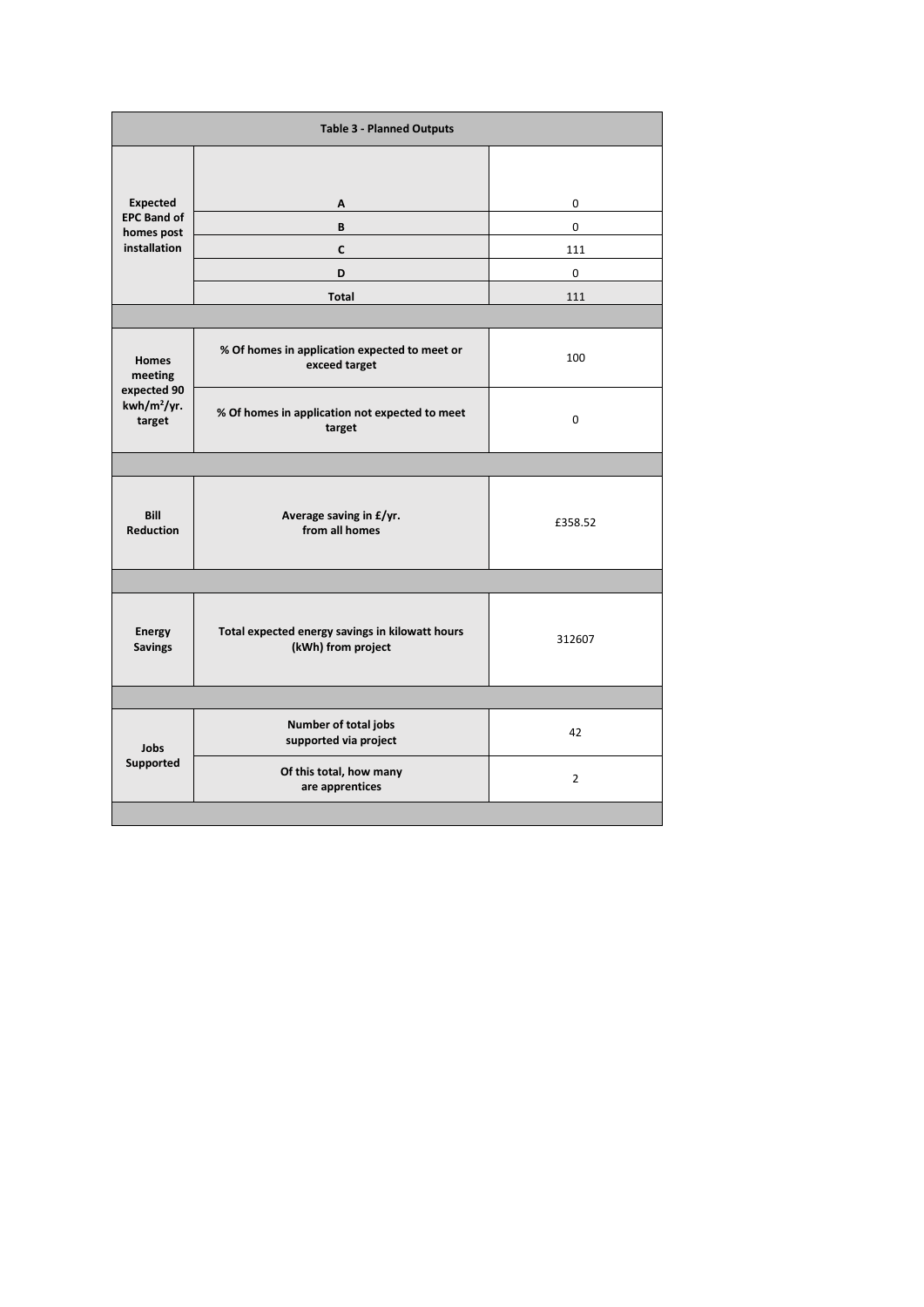| Table 3 - Planned Outputs | | |
|---|---|---|
| Expected EPC Band of homes post installation | A | 0 |
| | B | 0 |
| | C | 111 |
| | D | 0 |
| | Total | 111 |
| Homes meeting expected 90 kwh/m²/yr. target | % Of homes in application expected to meet or exceed target | 100 |
| | % Of homes in application not expected to meet target | 0 |
| Bill Reduction | Average saving in £/yr. from all homes | £358.52 |
| Energy Savings | Total expected energy savings in kilowatt hours (kWh) from project | 312607 |
| Jobs Supported | Number of total jobs supported via project | 42 |
| | Of this total, how many are apprentices | 2 |